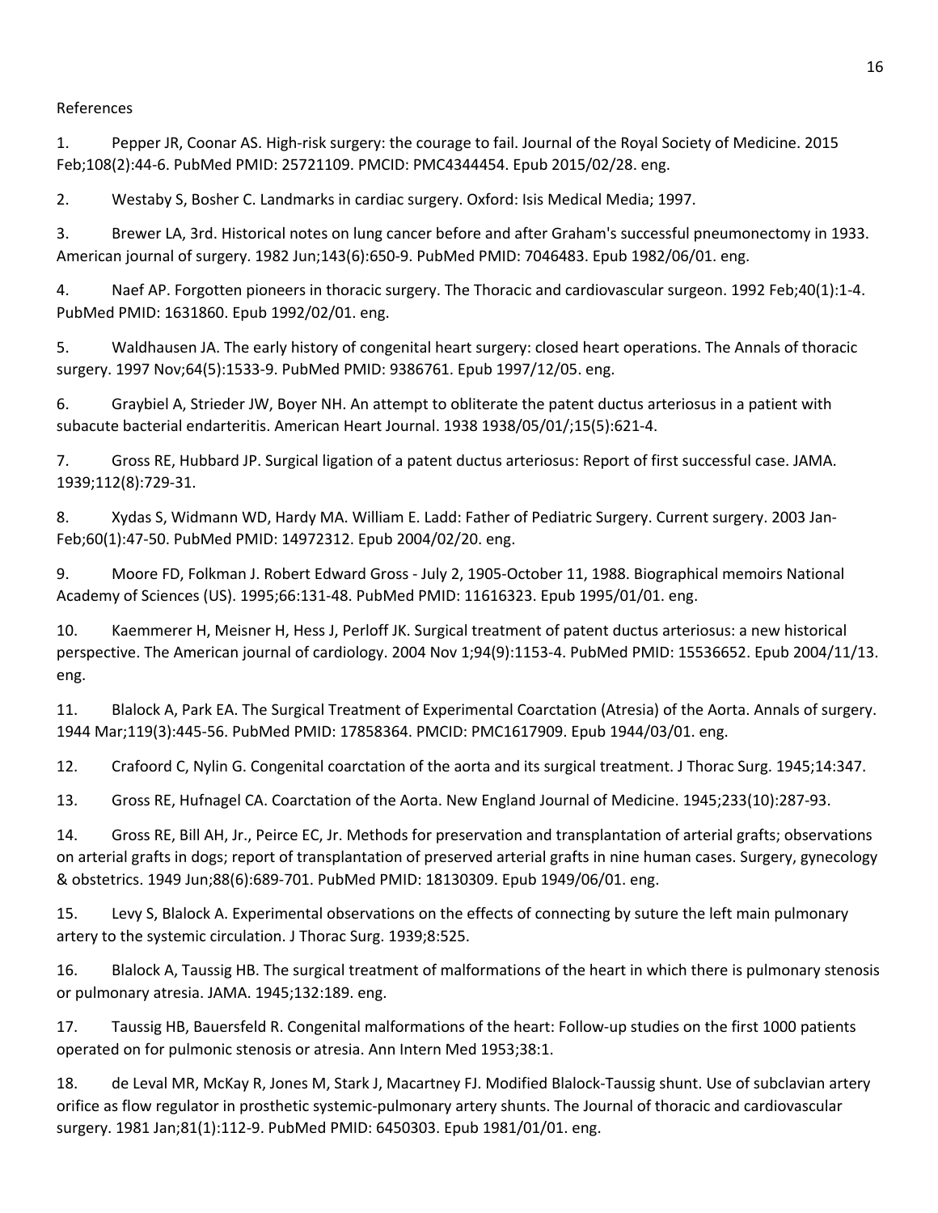References

1. Pepper JR, Coonar AS. High-risk surgery: the courage to fail. Journal of the Royal Society of Medicine. 2015 Feb;108(2):44-6. PubMed PMID: 25721109. PMCID: PMC4344454. Epub 2015/02/28. eng.

2. Westaby S, Bosher C. Landmarks in cardiac surgery. Oxford: Isis Medical Media; 1997.

3. Brewer LA, 3rd. Historical notes on lung cancer before and after Graham's successful pneumonectomy in 1933. American journal of surgery. 1982 Jun;143(6):650-9. PubMed PMID: 7046483. Epub 1982/06/01. eng.

4. Naef AP. Forgotten pioneers in thoracic surgery. The Thoracic and cardiovascular surgeon. 1992 Feb;40(1):1-4. PubMed PMID: 1631860. Epub 1992/02/01. eng.

5. Waldhausen JA. The early history of congenital heart surgery: closed heart operations. The Annals of thoracic surgery. 1997 Nov;64(5):1533-9. PubMed PMID: 9386761. Epub 1997/12/05. eng.

6. Graybiel A, Strieder JW, Boyer NH. An attempt to obliterate the patent ductus arteriosus in a patient with subacute bacterial endarteritis. American Heart Journal. 1938 1938/05/01/;15(5):621-4.

7. Gross RE, Hubbard JP. Surgical ligation of a patent ductus arteriosus: Report of first successful case. JAMA. 1939;112(8):729-31.

8. Xydas S, Widmann WD, Hardy MA. William E. Ladd: Father of Pediatric Surgery. Current surgery. 2003 Jan-Feb;60(1):47-50. PubMed PMID: 14972312. Epub 2004/02/20. eng.

9. Moore FD, Folkman J. Robert Edward Gross - July 2, 1905-October 11, 1988. Biographical memoirs National Academy of Sciences (US). 1995;66:131-48. PubMed PMID: 11616323. Epub 1995/01/01. eng.

10. Kaemmerer H, Meisner H, Hess J, Perloff JK. Surgical treatment of patent ductus arteriosus: a new historical perspective. The American journal of cardiology. 2004 Nov 1;94(9):1153-4. PubMed PMID: 15536652. Epub 2004/11/13. eng.

11. Blalock A, Park EA. The Surgical Treatment of Experimental Coarctation (Atresia) of the Aorta. Annals of surgery. 1944 Mar;119(3):445-56. PubMed PMID: 17858364. PMCID: PMC1617909. Epub 1944/03/01. eng.

12. Crafoord C, Nylin G. Congenital coarctation of the aorta and its surgical treatment. J Thorac Surg. 1945;14:347.

13. Gross RE, Hufnagel CA. Coarctation of the Aorta. New England Journal of Medicine. 1945;233(10):287-93.

14. Gross RE, Bill AH, Jr., Peirce EC, Jr. Methods for preservation and transplantation of arterial grafts; observations on arterial grafts in dogs; report of transplantation of preserved arterial grafts in nine human cases. Surgery, gynecology & obstetrics. 1949 Jun;88(6):689-701. PubMed PMID: 18130309. Epub 1949/06/01. eng.

15. Levy S, Blalock A. Experimental observations on the effects of connecting by suture the left main pulmonary artery to the systemic circulation. J Thorac Surg. 1939;8:525.

16. Blalock A, Taussig HB. The surgical treatment of malformations of the heart in which there is pulmonary stenosis or pulmonary atresia. JAMA. 1945;132:189. eng.

17. Taussig HB, Bauersfeld R. Congenital malformations of the heart: Follow-up studies on the first 1000 patients operated on for pulmonic stenosis or atresia. Ann Intern Med 1953;38:1.

18. de Leval MR, McKay R, Jones M, Stark J, Macartney FJ. Modified Blalock-Taussig shunt. Use of subclavian artery orifice as flow regulator in prosthetic systemic-pulmonary artery shunts. The Journal of thoracic and cardiovascular surgery. 1981 Jan;81(1):112-9. PubMed PMID: 6450303. Epub 1981/01/01. eng.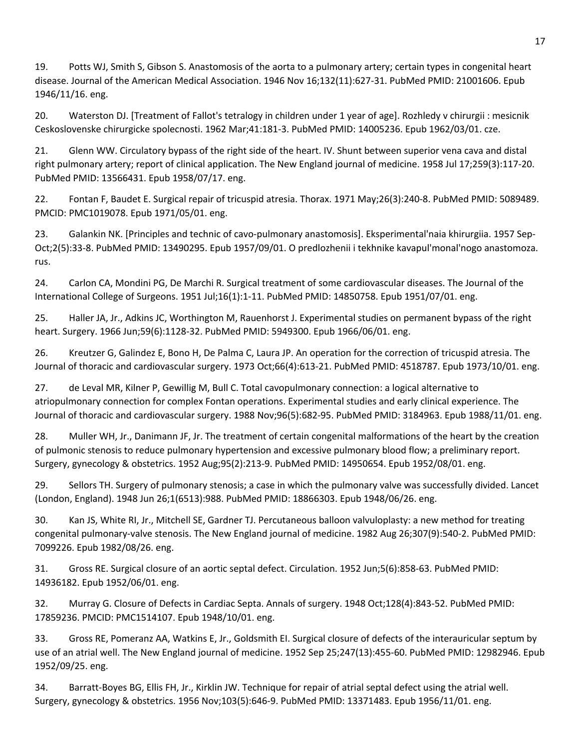19. Potts WJ, Smith S, Gibson S. Anastomosis of the aorta to a pulmonary artery; certain types in congenital heart disease. Journal of the American Medical Association. 1946 Nov 16;132(11):627-31. PubMed PMID: 21001606. Epub 1946/11/16. eng.

20. Waterston DJ. [Treatment of Fallot's tetralogy in children under 1 year of age]. Rozhledy v chirurgii : mesicnik Ceskoslovenske chirurgicke spolecnosti. 1962 Mar;41:181-3. PubMed PMID: 14005236. Epub 1962/03/01. cze.

21. Glenn WW. Circulatory bypass of the right side of the heart. IV. Shunt between superior vena cava and distal right pulmonary artery; report of clinical application. The New England journal of medicine. 1958 Jul 17;259(3):117-20. PubMed PMID: 13566431. Epub 1958/07/17. eng.

22. Fontan F, Baudet E. Surgical repair of tricuspid atresia. Thorax. 1971 May;26(3):240-8. PubMed PMID: 5089489. PMCID: PMC1019078. Epub 1971/05/01. eng.

23. Galankin NK. [Principles and technic of cavo-pulmonary anastomosis]. Eksperimental'naia khirurgiia. 1957 Sep-Oct;2(5):33-8. PubMed PMID: 13490295. Epub 1957/09/01. O predlozhenii i tekhnike kavapul'monal'nogo anastomoza. rus.

24. Carlon CA, Mondini PG, De Marchi R. Surgical treatment of some cardiovascular diseases. The Journal of the International College of Surgeons. 1951 Jul;16(1):1-11. PubMed PMID: 14850758. Epub 1951/07/01. eng.

25. Haller JA, Jr., Adkins JC, Worthington M, Rauenhorst J. Experimental studies on permanent bypass of the right heart. Surgery. 1966 Jun;59(6):1128-32. PubMed PMID: 5949300. Epub 1966/06/01. eng.

26. Kreutzer G, Galindez E, Bono H, De Palma C, Laura JP. An operation for the correction of tricuspid atresia. The Journal of thoracic and cardiovascular surgery. 1973 Oct;66(4):613-21. PubMed PMID: 4518787. Epub 1973/10/01. eng.

27. de Leval MR, Kilner P, Gewillig M, Bull C. Total cavopulmonary connection: a logical alternative to atriopulmonary connection for complex Fontan operations. Experimental studies and early clinical experience. The Journal of thoracic and cardiovascular surgery. 1988 Nov;96(5):682-95. PubMed PMID: 3184963. Epub 1988/11/01. eng.

28. Muller WH, Jr., Danimann JF, Jr. The treatment of certain congenital malformations of the heart by the creation of pulmonic stenosis to reduce pulmonary hypertension and excessive pulmonary blood flow; a preliminary report. Surgery, gynecology & obstetrics. 1952 Aug;95(2):213-9. PubMed PMID: 14950654. Epub 1952/08/01. eng.

29. Sellors TH. Surgery of pulmonary stenosis; a case in which the pulmonary valve was successfully divided. Lancet (London, England). 1948 Jun 26;1(6513):988. PubMed PMID: 18866303. Epub 1948/06/26. eng.

30. Kan JS, White RI, Jr., Mitchell SE, Gardner TJ. Percutaneous balloon valvuloplasty: a new method for treating congenital pulmonary-valve stenosis. The New England journal of medicine. 1982 Aug 26;307(9):540-2. PubMed PMID: 7099226. Epub 1982/08/26. eng.

31. Gross RE. Surgical closure of an aortic septal defect. Circulation. 1952 Jun;5(6):858-63. PubMed PMID: 14936182. Epub 1952/06/01. eng.

32. Murray G. Closure of Defects in Cardiac Septa. Annals of surgery. 1948 Oct;128(4):843-52. PubMed PMID: 17859236. PMCID: PMC1514107. Epub 1948/10/01. eng.

33. Gross RE, Pomeranz AA, Watkins E, Jr., Goldsmith EI. Surgical closure of defects of the interauricular septum by use of an atrial well. The New England journal of medicine. 1952 Sep 25;247(13):455-60. PubMed PMID: 12982946. Epub 1952/09/25. eng.

34. Barratt-Boyes BG, Ellis FH, Jr., Kirklin JW. Technique for repair of atrial septal defect using the atrial well. Surgery, gynecology & obstetrics. 1956 Nov;103(5):646-9. PubMed PMID: 13371483. Epub 1956/11/01. eng.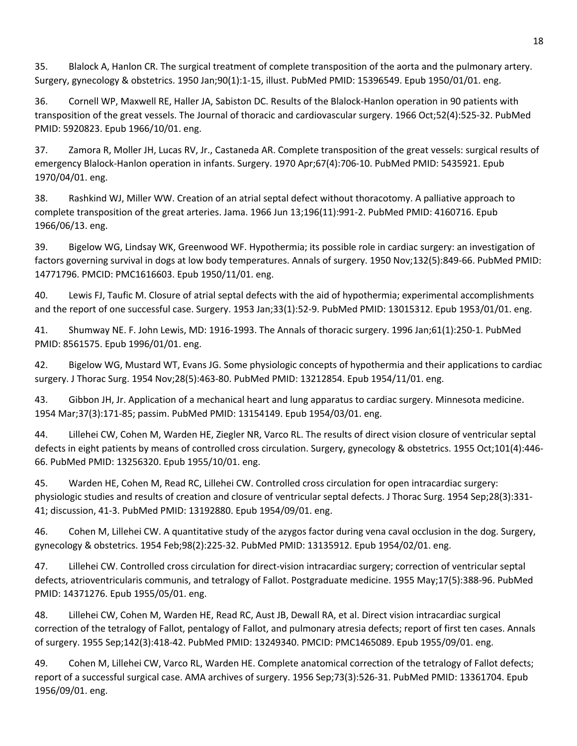35. Blalock A, Hanlon CR. The surgical treatment of complete transposition of the aorta and the pulmonary artery. Surgery, gynecology & obstetrics. 1950 Jan;90(1):1-15, illust. PubMed PMID: 15396549. Epub 1950/01/01. eng.

36. Cornell WP, Maxwell RE, Haller JA, Sabiston DC. Results of the Blalock-Hanlon operation in 90 patients with transposition of the great vessels. The Journal of thoracic and cardiovascular surgery. 1966 Oct;52(4):525-32. PubMed PMID: 5920823. Epub 1966/10/01. eng.

37. Zamora R, Moller JH, Lucas RV, Jr., Castaneda AR. Complete transposition of the great vessels: surgical results of emergency Blalock-Hanlon operation in infants. Surgery. 1970 Apr;67(4):706-10. PubMed PMID: 5435921. Epub 1970/04/01. eng.

38. Rashkind WJ, Miller WW. Creation of an atrial septal defect without thoracotomy. A palliative approach to complete transposition of the great arteries. Jama. 1966 Jun 13;196(11):991-2. PubMed PMID: 4160716. Epub 1966/06/13. eng.

39. Bigelow WG, Lindsay WK, Greenwood WF. Hypothermia; its possible role in cardiac surgery: an investigation of factors governing survival in dogs at low body temperatures. Annals of surgery. 1950 Nov;132(5):849-66. PubMed PMID: 14771796. PMCID: PMC1616603. Epub 1950/11/01. eng.

40. Lewis FJ, Taufic M. Closure of atrial septal defects with the aid of hypothermia; experimental accomplishments and the report of one successful case. Surgery. 1953 Jan;33(1):52-9. PubMed PMID: 13015312. Epub 1953/01/01. eng.

41. Shumway NE. F. John Lewis, MD: 1916-1993. The Annals of thoracic surgery. 1996 Jan;61(1):250-1. PubMed PMID: 8561575. Epub 1996/01/01. eng.

42. Bigelow WG, Mustard WT, Evans JG. Some physiologic concepts of hypothermia and their applications to cardiac surgery. J Thorac Surg. 1954 Nov;28(5):463-80. PubMed PMID: 13212854. Epub 1954/11/01. eng.

43. Gibbon JH, Jr. Application of a mechanical heart and lung apparatus to cardiac surgery. Minnesota medicine. 1954 Mar;37(3):171-85; passim. PubMed PMID: 13154149. Epub 1954/03/01. eng.

44. Lillehei CW, Cohen M, Warden HE, Ziegler NR, Varco RL. The results of direct vision closure of ventricular septal defects in eight patients by means of controlled cross circulation. Surgery, gynecology & obstetrics. 1955 Oct;101(4):446-66. PubMed PMID: 13256320. Epub 1955/10/01. eng.

45. Warden HE, Cohen M, Read RC, Lillehei CW. Controlled cross circulation for open intracardiac surgery: physiologic studies and results of creation and closure of ventricular septal defects. J Thorac Surg. 1954 Sep;28(3):331-41; discussion, 41-3. PubMed PMID: 13192880. Epub 1954/09/01. eng.

46. Cohen M, Lillehei CW. A quantitative study of the azygos factor during vena caval occlusion in the dog. Surgery, gynecology & obstetrics. 1954 Feb;98(2):225-32. PubMed PMID: 13135912. Epub 1954/02/01. eng.

47. Lillehei CW. Controlled cross circulation for direct-vision intracardiac surgery; correction of ventricular septal defects, atrioventricularis communis, and tetralogy of Fallot. Postgraduate medicine. 1955 May;17(5):388-96. PubMed PMID: 14371276. Epub 1955/05/01. eng.

48. Lillehei CW, Cohen M, Warden HE, Read RC, Aust JB, Dewall RA, et al. Direct vision intracardiac surgical correction of the tetralogy of Fallot, pentalogy of Fallot, and pulmonary atresia defects; report of first ten cases. Annals of surgery. 1955 Sep;142(3):418-42. PubMed PMID: 13249340. PMCID: PMC1465089. Epub 1955/09/01. eng.

49. Cohen M, Lillehei CW, Varco RL, Warden HE. Complete anatomical correction of the tetralogy of Fallot defects; report of a successful surgical case. AMA archives of surgery. 1956 Sep;73(3):526-31. PubMed PMID: 13361704. Epub 1956/09/01. eng.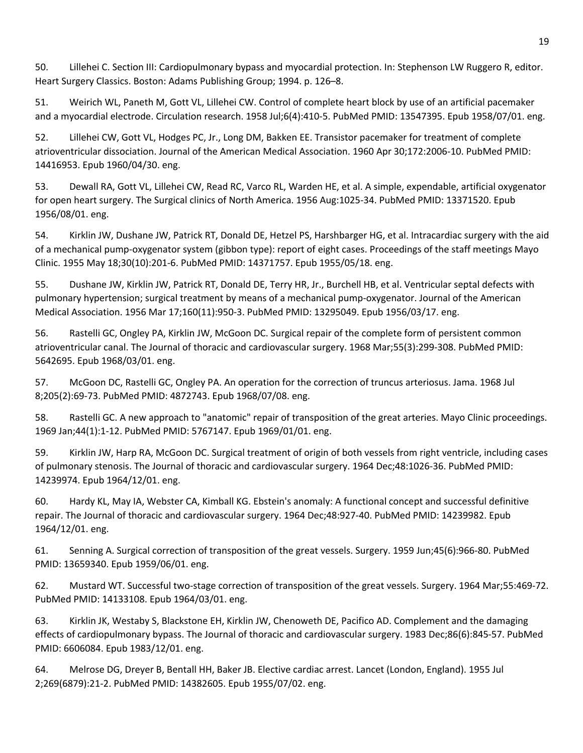50. Lillehei C. Section III: Cardiopulmonary bypass and myocardial protection. In: Stephenson LW Ruggero R, editor. Heart Surgery Classics. Boston: Adams Publishing Group; 1994. p. 126–8.

51. Weirich WL, Paneth M, Gott VL, Lillehei CW. Control of complete heart block by use of an artificial pacemaker and a myocardial electrode. Circulation research. 1958 Jul;6(4):410-5. PubMed PMID: 13547395. Epub 1958/07/01. eng.

52. Lillehei CW, Gott VL, Hodges PC, Jr., Long DM, Bakken EE. Transistor pacemaker for treatment of complete atrioventricular dissociation. Journal of the American Medical Association. 1960 Apr 30;172:2006-10. PubMed PMID: 14416953. Epub 1960/04/30. eng.

53. Dewall RA, Gott VL, Lillehei CW, Read RC, Varco RL, Warden HE, et al. A simple, expendable, artificial oxygenator for open heart surgery. The Surgical clinics of North America. 1956 Aug:1025-34. PubMed PMID: 13371520. Epub 1956/08/01. eng.

54. Kirklin JW, Dushane JW, Patrick RT, Donald DE, Hetzel PS, Harshbarger HG, et al. Intracardiac surgery with the aid of a mechanical pump-oxygenator system (gibbon type): report of eight cases. Proceedings of the staff meetings Mayo Clinic. 1955 May 18;30(10):201-6. PubMed PMID: 14371757. Epub 1955/05/18. eng.

55. Dushane JW, Kirklin JW, Patrick RT, Donald DE, Terry HR, Jr., Burchell HB, et al. Ventricular septal defects with pulmonary hypertension; surgical treatment by means of a mechanical pump-oxygenator. Journal of the American Medical Association. 1956 Mar 17;160(11):950-3. PubMed PMID: 13295049. Epub 1956/03/17. eng.

56. Rastelli GC, Ongley PA, Kirklin JW, McGoon DC. Surgical repair of the complete form of persistent common atrioventricular canal. The Journal of thoracic and cardiovascular surgery. 1968 Mar;55(3):299-308. PubMed PMID: 5642695. Epub 1968/03/01. eng.

57. McGoon DC, Rastelli GC, Ongley PA. An operation for the correction of truncus arteriosus. Jama. 1968 Jul 8;205(2):69-73. PubMed PMID: 4872743. Epub 1968/07/08. eng.

58. Rastelli GC. A new approach to "anatomic" repair of transposition of the great arteries. Mayo Clinic proceedings. 1969 Jan;44(1):1-12. PubMed PMID: 5767147. Epub 1969/01/01. eng.

59. Kirklin JW, Harp RA, McGoon DC. Surgical treatment of origin of both vessels from right ventricle, including cases of pulmonary stenosis. The Journal of thoracic and cardiovascular surgery. 1964 Dec;48:1026-36. PubMed PMID: 14239974. Epub 1964/12/01. eng.

60. Hardy KL, May IA, Webster CA, Kimball KG. Ebstein's anomaly: A functional concept and successful definitive repair. The Journal of thoracic and cardiovascular surgery. 1964 Dec;48:927-40. PubMed PMID: 14239982. Epub 1964/12/01. eng.

61. Senning A. Surgical correction of transposition of the great vessels. Surgery. 1959 Jun;45(6):966-80. PubMed PMID: 13659340. Epub 1959/06/01. eng.

62. Mustard WT. Successful two-stage correction of transposition of the great vessels. Surgery. 1964 Mar;55:469-72. PubMed PMID: 14133108. Epub 1964/03/01. eng.

63. Kirklin JK, Westaby S, Blackstone EH, Kirklin JW, Chenoweth DE, Pacifico AD. Complement and the damaging effects of cardiopulmonary bypass. The Journal of thoracic and cardiovascular surgery. 1983 Dec;86(6):845-57. PubMed PMID: 6606084. Epub 1983/12/01. eng.

64. Melrose DG, Dreyer B, Bentall HH, Baker JB. Elective cardiac arrest. Lancet (London, England). 1955 Jul 2;269(6879):21-2. PubMed PMID: 14382605. Epub 1955/07/02. eng.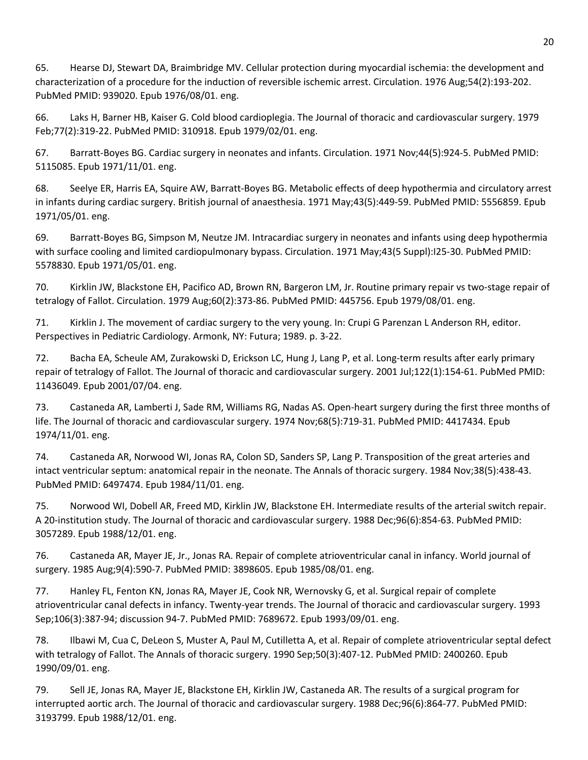65. Hearse DJ, Stewart DA, Braimbridge MV. Cellular protection during myocardial ischemia: the development and characterization of a procedure for the induction of reversible ischemic arrest. Circulation. 1976 Aug;54(2):193-202. PubMed PMID: 939020. Epub 1976/08/01. eng.

66. Laks H, Barner HB, Kaiser G. Cold blood cardioplegia. The Journal of thoracic and cardiovascular surgery. 1979 Feb;77(2):319-22. PubMed PMID: 310918. Epub 1979/02/01. eng.

67. Barratt-Boyes BG. Cardiac surgery in neonates and infants. Circulation. 1971 Nov;44(5):924-5. PubMed PMID: 5115085. Epub 1971/11/01. eng.

68. Seelye ER, Harris EA, Squire AW, Barratt-Boyes BG. Metabolic effects of deep hypothermia and circulatory arrest in infants during cardiac surgery. British journal of anaesthesia. 1971 May;43(5):449-59. PubMed PMID: 5556859. Epub 1971/05/01. eng.

69. Barratt-Boyes BG, Simpson M, Neutze JM. Intracardiac surgery in neonates and infants using deep hypothermia with surface cooling and limited cardiopulmonary bypass. Circulation. 1971 May;43(5 Suppl):I25-30. PubMed PMID: 5578830. Epub 1971/05/01. eng.

70. Kirklin JW, Blackstone EH, Pacifico AD, Brown RN, Bargeron LM, Jr. Routine primary repair vs two-stage repair of tetralogy of Fallot. Circulation. 1979 Aug;60(2):373-86. PubMed PMID: 445756. Epub 1979/08/01. eng.

71. Kirklin J. The movement of cardiac surgery to the very young. In: Crupi G Parenzan L Anderson RH, editor. Perspectives in Pediatric Cardiology. Armonk, NY: Futura; 1989. p. 3-22.

72. Bacha EA, Scheule AM, Zurakowski D, Erickson LC, Hung J, Lang P, et al. Long-term results after early primary repair of tetralogy of Fallot. The Journal of thoracic and cardiovascular surgery. 2001 Jul;122(1):154-61. PubMed PMID: 11436049. Epub 2001/07/04. eng.

73. Castaneda AR, Lamberti J, Sade RM, Williams RG, Nadas AS. Open-heart surgery during the first three months of life. The Journal of thoracic and cardiovascular surgery. 1974 Nov;68(5):719-31. PubMed PMID: 4417434. Epub 1974/11/01. eng.

74. Castaneda AR, Norwood WI, Jonas RA, Colon SD, Sanders SP, Lang P. Transposition of the great arteries and intact ventricular septum: anatomical repair in the neonate. The Annals of thoracic surgery. 1984 Nov;38(5):438-43. PubMed PMID: 6497474. Epub 1984/11/01. eng.

75. Norwood WI, Dobell AR, Freed MD, Kirklin JW, Blackstone EH. Intermediate results of the arterial switch repair. A 20-institution study. The Journal of thoracic and cardiovascular surgery. 1988 Dec;96(6):854-63. PubMed PMID: 3057289. Epub 1988/12/01. eng.

76. Castaneda AR, Mayer JE, Jr., Jonas RA. Repair of complete atrioventricular canal in infancy. World journal of surgery. 1985 Aug;9(4):590-7. PubMed PMID: 3898605. Epub 1985/08/01. eng.

77. Hanley FL, Fenton KN, Jonas RA, Mayer JE, Cook NR, Wernovsky G, et al. Surgical repair of complete atrioventricular canal defects in infancy. Twenty-year trends. The Journal of thoracic and cardiovascular surgery. 1993 Sep;106(3):387-94; discussion 94-7. PubMed PMID: 7689672. Epub 1993/09/01. eng.

78. Ilbawi M, Cua C, DeLeon S, Muster A, Paul M, Cutilletta A, et al. Repair of complete atrioventricular septal defect with tetralogy of Fallot. The Annals of thoracic surgery. 1990 Sep;50(3):407-12. PubMed PMID: 2400260. Epub 1990/09/01. eng.

79. Sell JE, Jonas RA, Mayer JE, Blackstone EH, Kirklin JW, Castaneda AR. The results of a surgical program for interrupted aortic arch. The Journal of thoracic and cardiovascular surgery. 1988 Dec;96(6):864-77. PubMed PMID: 3193799. Epub 1988/12/01. eng.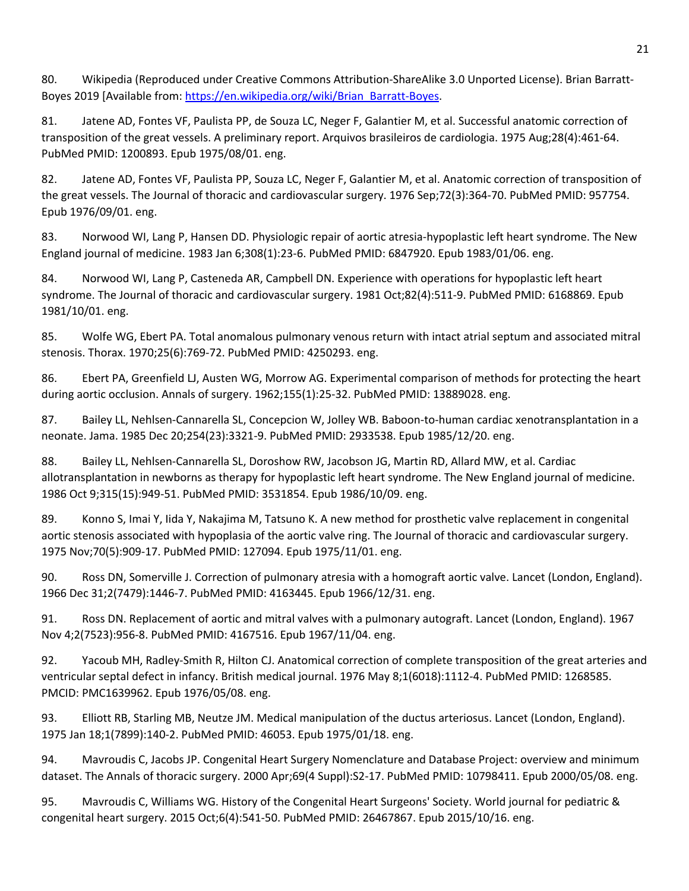80. Wikipedia (Reproduced under Creative Commons Attribution-ShareAlike 3.0 Unported License). Brian Barratt-Boyes 2019 [Available from: https://en.wikipedia.org/wiki/Brian_Barratt-Boyes.

81. Jatene AD, Fontes VF, Paulista PP, de Souza LC, Neger F, Galantier M, et al. Successful anatomic correction of transposition of the great vessels. A preliminary report. Arquivos brasileiros de cardiologia. 1975 Aug;28(4):461-64. PubMed PMID: 1200893. Epub 1975/08/01. eng.

82. Jatene AD, Fontes VF, Paulista PP, Souza LC, Neger F, Galantier M, et al. Anatomic correction of transposition of the great vessels. The Journal of thoracic and cardiovascular surgery. 1976 Sep;72(3):364-70. PubMed PMID: 957754. Epub 1976/09/01. eng.

83. Norwood WI, Lang P, Hansen DD. Physiologic repair of aortic atresia-hypoplastic left heart syndrome. The New England journal of medicine. 1983 Jan 6;308(1):23-6. PubMed PMID: 6847920. Epub 1983/01/06. eng.

84. Norwood WI, Lang P, Casteneda AR, Campbell DN. Experience with operations for hypoplastic left heart syndrome. The Journal of thoracic and cardiovascular surgery. 1981 Oct;82(4):511-9. PubMed PMID: 6168869. Epub 1981/10/01. eng.

85. Wolfe WG, Ebert PA. Total anomalous pulmonary venous return with intact atrial septum and associated mitral stenosis. Thorax. 1970;25(6):769-72. PubMed PMID: 4250293. eng.

86. Ebert PA, Greenfield LJ, Austen WG, Morrow AG. Experimental comparison of methods for protecting the heart during aortic occlusion. Annals of surgery. 1962;155(1):25-32. PubMed PMID: 13889028. eng.

87. Bailey LL, Nehlsen-Cannarella SL, Concepcion W, Jolley WB. Baboon-to-human cardiac xenotransplantation in a neonate. Jama. 1985 Dec 20;254(23):3321-9. PubMed PMID: 2933538. Epub 1985/12/20. eng.

88. Bailey LL, Nehlsen-Cannarella SL, Doroshow RW, Jacobson JG, Martin RD, Allard MW, et al. Cardiac allotransplantation in newborns as therapy for hypoplastic left heart syndrome. The New England journal of medicine. 1986 Oct 9;315(15):949-51. PubMed PMID: 3531854. Epub 1986/10/09. eng.

89. Konno S, Imai Y, Iida Y, Nakajima M, Tatsuno K. A new method for prosthetic valve replacement in congenital aortic stenosis associated with hypoplasia of the aortic valve ring. The Journal of thoracic and cardiovascular surgery. 1975 Nov;70(5):909-17. PubMed PMID: 127094. Epub 1975/11/01. eng.

90. Ross DN, Somerville J. Correction of pulmonary atresia with a homograft aortic valve. Lancet (London, England). 1966 Dec 31;2(7479):1446-7. PubMed PMID: 4163445. Epub 1966/12/31. eng.

91. Ross DN. Replacement of aortic and mitral valves with a pulmonary autograft. Lancet (London, England). 1967 Nov 4;2(7523):956-8. PubMed PMID: 4167516. Epub 1967/11/04. eng.

92. Yacoub MH, Radley-Smith R, Hilton CJ. Anatomical correction of complete transposition of the great arteries and ventricular septal defect in infancy. British medical journal. 1976 May 8;1(6018):1112-4. PubMed PMID: 1268585. PMCID: PMC1639962. Epub 1976/05/08. eng.

93. Elliott RB, Starling MB, Neutze JM. Medical manipulation of the ductus arteriosus. Lancet (London, England). 1975 Jan 18;1(7899):140-2. PubMed PMID: 46053. Epub 1975/01/18. eng.

94. Mavroudis C, Jacobs JP. Congenital Heart Surgery Nomenclature and Database Project: overview and minimum dataset. The Annals of thoracic surgery. 2000 Apr;69(4 Suppl):S2-17. PubMed PMID: 10798411. Epub 2000/05/08. eng.

95. Mavroudis C, Williams WG. History of the Congenital Heart Surgeons' Society. World journal for pediatric & congenital heart surgery. 2015 Oct;6(4):541-50. PubMed PMID: 26467867. Epub 2015/10/16. eng.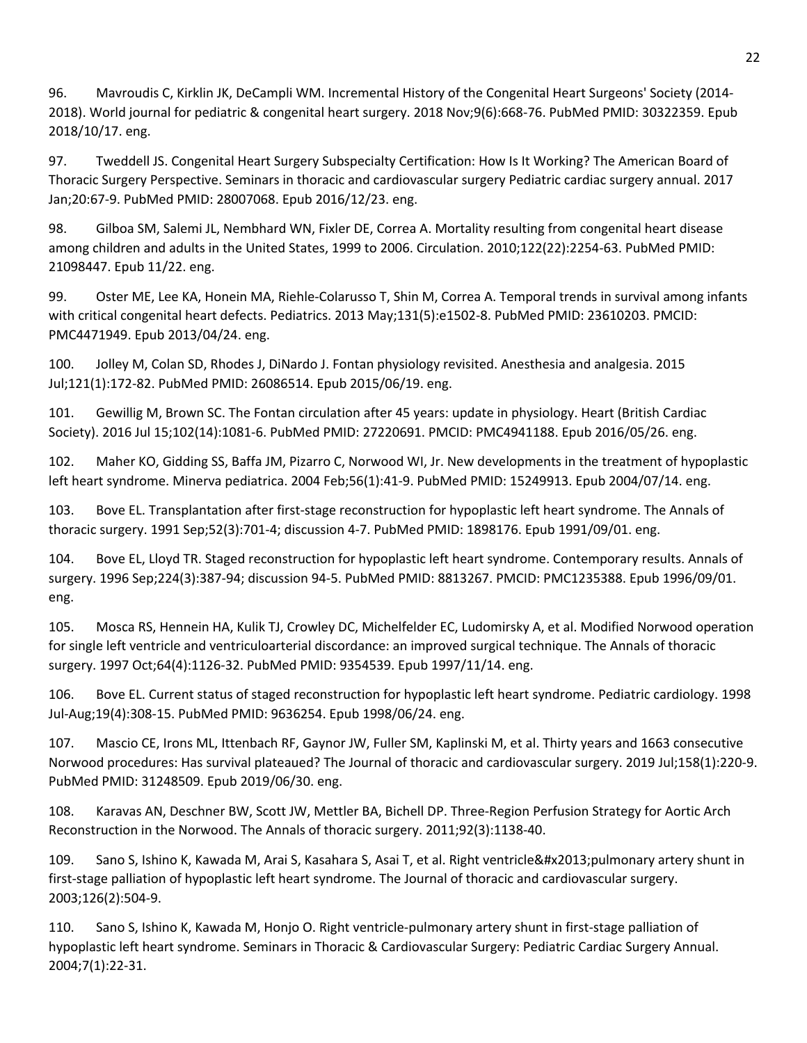96. Mavroudis C, Kirklin JK, DeCampli WM. Incremental History of the Congenital Heart Surgeons' Society (2014-2018). World journal for pediatric & congenital heart surgery. 2018 Nov;9(6):668-76. PubMed PMID: 30322359. Epub 2018/10/17. eng.

97. Tweddell JS. Congenital Heart Surgery Subspecialty Certification: How Is It Working? The American Board of Thoracic Surgery Perspective. Seminars in thoracic and cardiovascular surgery Pediatric cardiac surgery annual. 2017 Jan;20:67-9. PubMed PMID: 28007068. Epub 2016/12/23. eng.

98. Gilboa SM, Salemi JL, Nembhard WN, Fixler DE, Correa A. Mortality resulting from congenital heart disease among children and adults in the United States, 1999 to 2006. Circulation. 2010;122(22):2254-63. PubMed PMID: 21098447. Epub 11/22. eng.

99. Oster ME, Lee KA, Honein MA, Riehle-Colarusso T, Shin M, Correa A. Temporal trends in survival among infants with critical congenital heart defects. Pediatrics. 2013 May;131(5):e1502-8. PubMed PMID: 23610203. PMCID: PMC4471949. Epub 2013/04/24. eng.

100. Jolley M, Colan SD, Rhodes J, DiNardo J. Fontan physiology revisited. Anesthesia and analgesia. 2015 Jul;121(1):172-82. PubMed PMID: 26086514. Epub 2015/06/19. eng.

101. Gewillig M, Brown SC. The Fontan circulation after 45 years: update in physiology. Heart (British Cardiac Society). 2016 Jul 15;102(14):1081-6. PubMed PMID: 27220691. PMCID: PMC4941188. Epub 2016/05/26. eng.

102. Maher KO, Gidding SS, Baffa JM, Pizarro C, Norwood WI, Jr. New developments in the treatment of hypoplastic left heart syndrome. Minerva pediatrica. 2004 Feb;56(1):41-9. PubMed PMID: 15249913. Epub 2004/07/14. eng.

103. Bove EL. Transplantation after first-stage reconstruction for hypoplastic left heart syndrome. The Annals of thoracic surgery. 1991 Sep;52(3):701-4; discussion 4-7. PubMed PMID: 1898176. Epub 1991/09/01. eng.

104. Bove EL, Lloyd TR. Staged reconstruction for hypoplastic left heart syndrome. Contemporary results. Annals of surgery. 1996 Sep;224(3):387-94; discussion 94-5. PubMed PMID: 8813267. PMCID: PMC1235388. Epub 1996/09/01. eng.

105. Mosca RS, Hennein HA, Kulik TJ, Crowley DC, Michelfelder EC, Ludomirsky A, et al. Modified Norwood operation for single left ventricle and ventriculoarterial discordance: an improved surgical technique. The Annals of thoracic surgery. 1997 Oct;64(4):1126-32. PubMed PMID: 9354539. Epub 1997/11/14. eng.

106. Bove EL. Current status of staged reconstruction for hypoplastic left heart syndrome. Pediatric cardiology. 1998 Jul-Aug;19(4):308-15. PubMed PMID: 9636254. Epub 1998/06/24. eng.

107. Mascio CE, Irons ML, Ittenbach RF, Gaynor JW, Fuller SM, Kaplinski M, et al. Thirty years and 1663 consecutive Norwood procedures: Has survival plateaued? The Journal of thoracic and cardiovascular surgery. 2019 Jul;158(1):220-9. PubMed PMID: 31248509. Epub 2019/06/30. eng.

108. Karavas AN, Deschner BW, Scott JW, Mettler BA, Bichell DP. Three-Region Perfusion Strategy for Aortic Arch Reconstruction in the Norwood. The Annals of thoracic surgery. 2011;92(3):1138-40.

109. Sano S, Ishino K, Kawada M, Arai S, Kasahara S, Asai T, et al. Right ventricle&#x2013;pulmonary artery shunt in first-stage palliation of hypoplastic left heart syndrome. The Journal of thoracic and cardiovascular surgery. 2003;126(2):504-9.

110. Sano S, Ishino K, Kawada M, Honjo O. Right ventricle-pulmonary artery shunt in first-stage palliation of hypoplastic left heart syndrome. Seminars in Thoracic & Cardiovascular Surgery: Pediatric Cardiac Surgery Annual. 2004;7(1):22-31.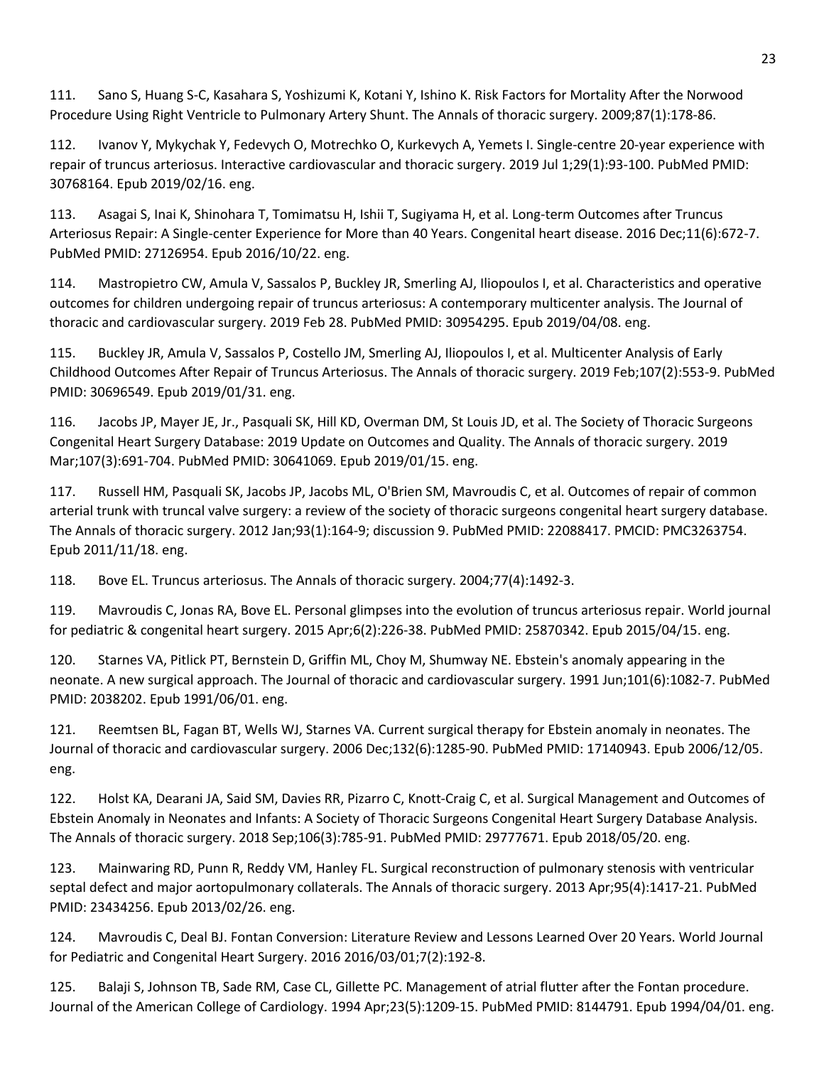111. Sano S, Huang S-C, Kasahara S, Yoshizumi K, Kotani Y, Ishino K. Risk Factors for Mortality After the Norwood Procedure Using Right Ventricle to Pulmonary Artery Shunt. The Annals of thoracic surgery. 2009;87(1):178-86.

112. Ivanov Y, Mykychak Y, Fedevych O, Motrechko O, Kurkevych A, Yemets I. Single-centre 20-year experience with repair of truncus arteriosus. Interactive cardiovascular and thoracic surgery. 2019 Jul 1;29(1):93-100. PubMed PMID: 30768164. Epub 2019/02/16. eng.

113. Asagai S, Inai K, Shinohara T, Tomimatsu H, Ishii T, Sugiyama H, et al. Long-term Outcomes after Truncus Arteriosus Repair: A Single-center Experience for More than 40 Years. Congenital heart disease. 2016 Dec;11(6):672-7. PubMed PMID: 27126954. Epub 2016/10/22. eng.

114. Mastropietro CW, Amula V, Sassalos P, Buckley JR, Smerling AJ, Iliopoulos I, et al. Characteristics and operative outcomes for children undergoing repair of truncus arteriosus: A contemporary multicenter analysis. The Journal of thoracic and cardiovascular surgery. 2019 Feb 28. PubMed PMID: 30954295. Epub 2019/04/08. eng.

115. Buckley JR, Amula V, Sassalos P, Costello JM, Smerling AJ, Iliopoulos I, et al. Multicenter Analysis of Early Childhood Outcomes After Repair of Truncus Arteriosus. The Annals of thoracic surgery. 2019 Feb;107(2):553-9. PubMed PMID: 30696549. Epub 2019/01/31. eng.

116. Jacobs JP, Mayer JE, Jr., Pasquali SK, Hill KD, Overman DM, St Louis JD, et al. The Society of Thoracic Surgeons Congenital Heart Surgery Database: 2019 Update on Outcomes and Quality. The Annals of thoracic surgery. 2019 Mar;107(3):691-704. PubMed PMID: 30641069. Epub 2019/01/15. eng.

117. Russell HM, Pasquali SK, Jacobs JP, Jacobs ML, O'Brien SM, Mavroudis C, et al. Outcomes of repair of common arterial trunk with truncal valve surgery: a review of the society of thoracic surgeons congenital heart surgery database. The Annals of thoracic surgery. 2012 Jan;93(1):164-9; discussion 9. PubMed PMID: 22088417. PMCID: PMC3263754. Epub 2011/11/18. eng.

118. Bove EL. Truncus arteriosus. The Annals of thoracic surgery. 2004;77(4):1492-3.

119. Mavroudis C, Jonas RA, Bove EL. Personal glimpses into the evolution of truncus arteriosus repair. World journal for pediatric & congenital heart surgery. 2015 Apr;6(2):226-38. PubMed PMID: 25870342. Epub 2015/04/15. eng.

120. Starnes VA, Pitlick PT, Bernstein D, Griffin ML, Choy M, Shumway NE. Ebstein's anomaly appearing in the neonate. A new surgical approach. The Journal of thoracic and cardiovascular surgery. 1991 Jun;101(6):1082-7. PubMed PMID: 2038202. Epub 1991/06/01. eng.

121. Reemtsen BL, Fagan BT, Wells WJ, Starnes VA. Current surgical therapy for Ebstein anomaly in neonates. The Journal of thoracic and cardiovascular surgery. 2006 Dec;132(6):1285-90. PubMed PMID: 17140943. Epub 2006/12/05. eng.

122. Holst KA, Dearani JA, Said SM, Davies RR, Pizarro C, Knott-Craig C, et al. Surgical Management and Outcomes of Ebstein Anomaly in Neonates and Infants: A Society of Thoracic Surgeons Congenital Heart Surgery Database Analysis. The Annals of thoracic surgery. 2018 Sep;106(3):785-91. PubMed PMID: 29777671. Epub 2018/05/20. eng.

123. Mainwaring RD, Punn R, Reddy VM, Hanley FL. Surgical reconstruction of pulmonary stenosis with ventricular septal defect and major aortopulmonary collaterals. The Annals of thoracic surgery. 2013 Apr;95(4):1417-21. PubMed PMID: 23434256. Epub 2013/02/26. eng.

124. Mavroudis C, Deal BJ. Fontan Conversion: Literature Review and Lessons Learned Over 20 Years. World Journal for Pediatric and Congenital Heart Surgery. 2016 2016/03/01;7(2):192-8.

125. Balaji S, Johnson TB, Sade RM, Case CL, Gillette PC. Management of atrial flutter after the Fontan procedure. Journal of the American College of Cardiology. 1994 Apr;23(5):1209-15. PubMed PMID: 8144791. Epub 1994/04/01. eng.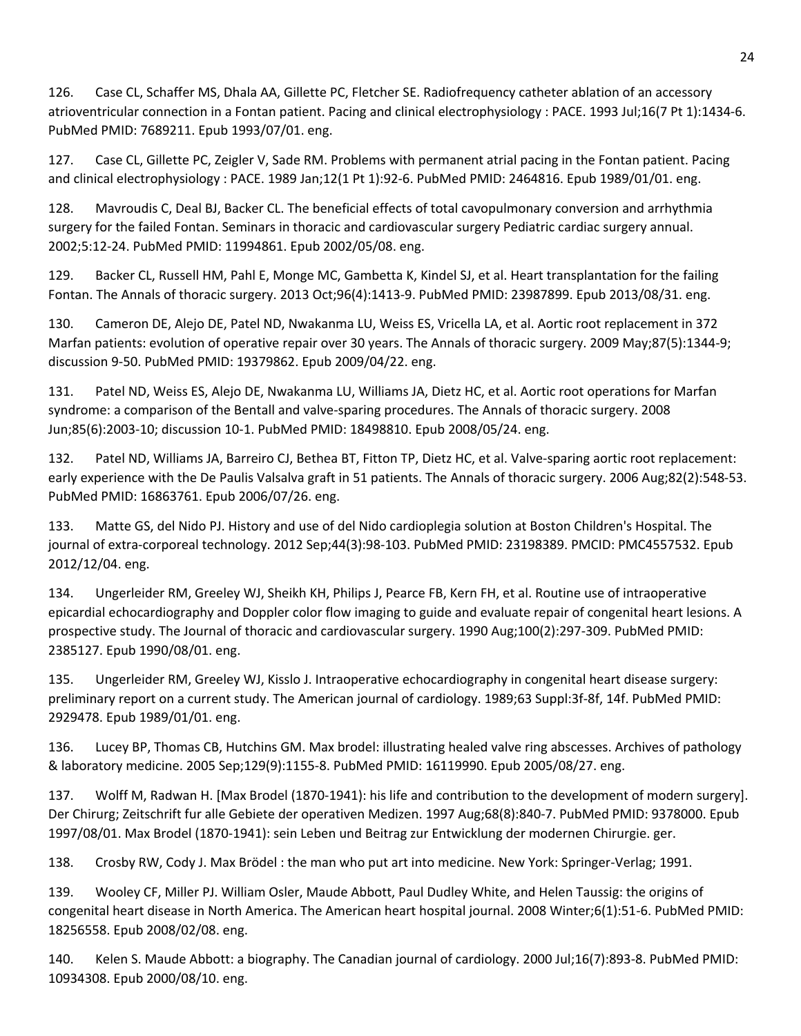126. Case CL, Schaffer MS, Dhala AA, Gillette PC, Fletcher SE. Radiofrequency catheter ablation of an accessory atrioventricular connection in a Fontan patient. Pacing and clinical electrophysiology : PACE. 1993 Jul;16(7 Pt 1):1434-6. PubMed PMID: 7689211. Epub 1993/07/01. eng.

127. Case CL, Gillette PC, Zeigler V, Sade RM. Problems with permanent atrial pacing in the Fontan patient. Pacing and clinical electrophysiology : PACE. 1989 Jan;12(1 Pt 1):92-6. PubMed PMID: 2464816. Epub 1989/01/01. eng.

128. Mavroudis C, Deal BJ, Backer CL. The beneficial effects of total cavopulmonary conversion and arrhythmia surgery for the failed Fontan. Seminars in thoracic and cardiovascular surgery Pediatric cardiac surgery annual. 2002;5:12-24. PubMed PMID: 11994861. Epub 2002/05/08. eng.

129. Backer CL, Russell HM, Pahl E, Monge MC, Gambetta K, Kindel SJ, et al. Heart transplantation for the failing Fontan. The Annals of thoracic surgery. 2013 Oct;96(4):1413-9. PubMed PMID: 23987899. Epub 2013/08/31. eng.

130. Cameron DE, Alejo DE, Patel ND, Nwakanma LU, Weiss ES, Vricella LA, et al. Aortic root replacement in 372 Marfan patients: evolution of operative repair over 30 years. The Annals of thoracic surgery. 2009 May;87(5):1344-9; discussion 9-50. PubMed PMID: 19379862. Epub 2009/04/22. eng.

131. Patel ND, Weiss ES, Alejo DE, Nwakanma LU, Williams JA, Dietz HC, et al. Aortic root operations for Marfan syndrome: a comparison of the Bentall and valve-sparing procedures. The Annals of thoracic surgery. 2008 Jun;85(6):2003-10; discussion 10-1. PubMed PMID: 18498810. Epub 2008/05/24. eng.

132. Patel ND, Williams JA, Barreiro CJ, Bethea BT, Fitton TP, Dietz HC, et al. Valve-sparing aortic root replacement: early experience with the De Paulis Valsalva graft in 51 patients. The Annals of thoracic surgery. 2006 Aug;82(2):548-53. PubMed PMID: 16863761. Epub 2006/07/26. eng.

133. Matte GS, del Nido PJ. History and use of del Nido cardioplegia solution at Boston Children's Hospital. The journal of extra-corporeal technology. 2012 Sep;44(3):98-103. PubMed PMID: 23198389. PMCID: PMC4557532. Epub 2012/12/04. eng.

134. Ungerleider RM, Greeley WJ, Sheikh KH, Philips J, Pearce FB, Kern FH, et al. Routine use of intraoperative epicardial echocardiography and Doppler color flow imaging to guide and evaluate repair of congenital heart lesions. A prospective study. The Journal of thoracic and cardiovascular surgery. 1990 Aug;100(2):297-309. PubMed PMID: 2385127. Epub 1990/08/01. eng.

135. Ungerleider RM, Greeley WJ, Kisslo J. Intraoperative echocardiography in congenital heart disease surgery: preliminary report on a current study. The American journal of cardiology. 1989;63 Suppl:3f-8f, 14f. PubMed PMID: 2929478. Epub 1989/01/01. eng.

136. Lucey BP, Thomas CB, Hutchins GM. Max brodel: illustrating healed valve ring abscesses. Archives of pathology & laboratory medicine. 2005 Sep;129(9):1155-8. PubMed PMID: 16119990. Epub 2005/08/27. eng.

137. Wolff M, Radwan H. [Max Brodel (1870-1941): his life and contribution to the development of modern surgery]. Der Chirurg; Zeitschrift fur alle Gebiete der operativen Medizen. 1997 Aug;68(8):840-7. PubMed PMID: 9378000. Epub 1997/08/01. Max Brodel (1870-1941): sein Leben und Beitrag zur Entwicklung der modernen Chirurgie. ger.

138. Crosby RW, Cody J. Max Brödel : the man who put art into medicine. New York: Springer-Verlag; 1991.

139. Wooley CF, Miller PJ. William Osler, Maude Abbott, Paul Dudley White, and Helen Taussig: the origins of congenital heart disease in North America. The American heart hospital journal. 2008 Winter;6(1):51-6. PubMed PMID: 18256558. Epub 2008/02/08. eng.

140. Kelen S. Maude Abbott: a biography. The Canadian journal of cardiology. 2000 Jul;16(7):893-8. PubMed PMID: 10934308. Epub 2000/08/10. eng.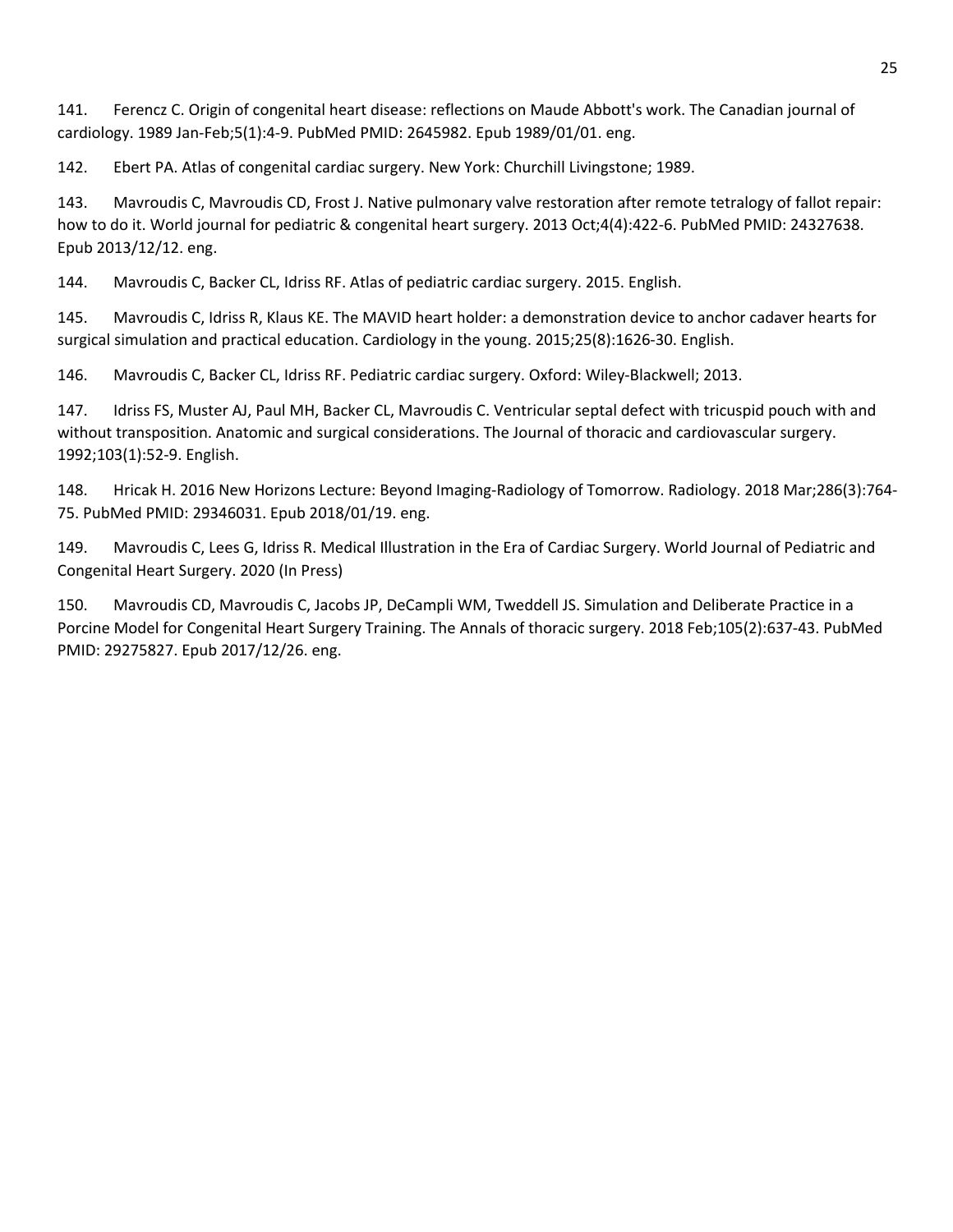141. Ferencz C. Origin of congenital heart disease: reflections on Maude Abbott's work. The Canadian journal of cardiology. 1989 Jan-Feb;5(1):4-9. PubMed PMID: 2645982. Epub 1989/01/01. eng.

142. Ebert PA. Atlas of congenital cardiac surgery. New York: Churchill Livingstone; 1989.

143. Mavroudis C, Mavroudis CD, Frost J. Native pulmonary valve restoration after remote tetralogy of fallot repair: how to do it. World journal for pediatric & congenital heart surgery. 2013 Oct;4(4):422-6. PubMed PMID: 24327638. Epub 2013/12/12. eng.

144. Mavroudis C, Backer CL, Idriss RF. Atlas of pediatric cardiac surgery. 2015. English.

145. Mavroudis C, Idriss R, Klaus KE. The MAVID heart holder: a demonstration device to anchor cadaver hearts for surgical simulation and practical education. Cardiology in the young. 2015;25(8):1626-30. English.

146. Mavroudis C, Backer CL, Idriss RF. Pediatric cardiac surgery. Oxford: Wiley-Blackwell; 2013.

147. Idriss FS, Muster AJ, Paul MH, Backer CL, Mavroudis C. Ventricular septal defect with tricuspid pouch with and without transposition. Anatomic and surgical considerations. The Journal of thoracic and cardiovascular surgery. 1992;103(1):52-9. English.

148. Hricak H. 2016 New Horizons Lecture: Beyond Imaging-Radiology of Tomorrow. Radiology. 2018 Mar;286(3):764-75. PubMed PMID: 29346031. Epub 2018/01/19. eng.

149. Mavroudis C, Lees G, Idriss R. Medical Illustration in the Era of Cardiac Surgery. World Journal of Pediatric and Congenital Heart Surgery. 2020 (In Press)

150. Mavroudis CD, Mavroudis C, Jacobs JP, DeCampli WM, Tweddell JS. Simulation and Deliberate Practice in a Porcine Model for Congenital Heart Surgery Training. The Annals of thoracic surgery. 2018 Feb;105(2):637-43. PubMed PMID: 29275827. Epub 2017/12/26. eng.